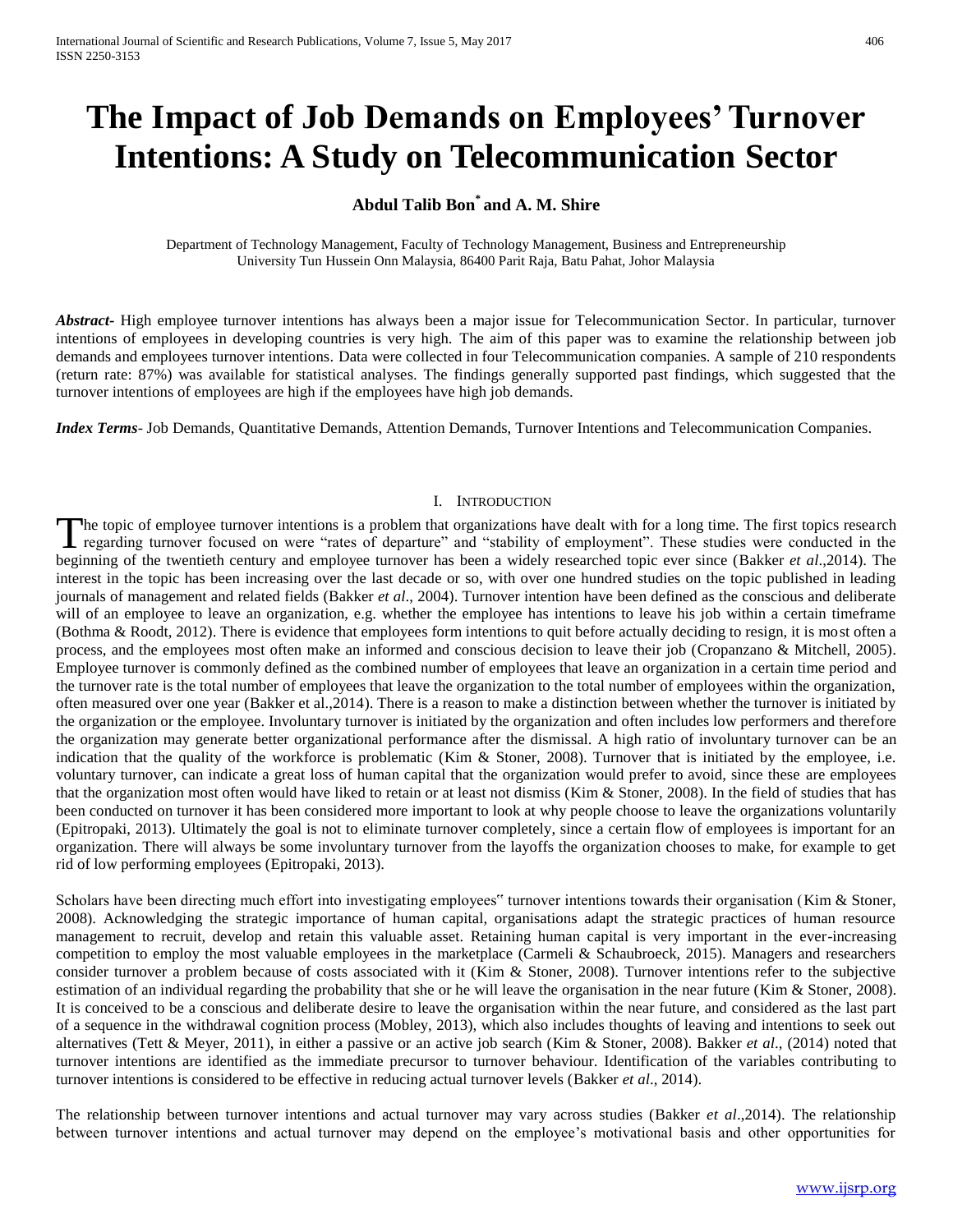# The Impact of Job Demands on Employees' Turnover Intentions: A Study on Telecommunication Sector

**Abdul Talib Bon[*] and A. M. Shire**

Department of Technology Management, Faculty of Technology Management, Business and Entrepreneurship
University Tun Hussein Onn Malaysia, 86400 Parit Raja, Batu Pahat, Johor Malaysia

***Abstract-*** High employee turnover intentions has always been a major issue for Telecommunication Sector. In particular, turnover intentions of employees in developing countries is very high. The aim of this paper was to examine the relationship between job demands and employees turnover intentions. Data were collected in four Telecommunication companies. A sample of 210 respondents (return rate: 87%) was available for statistical analyses. The findings generally supported past findings, which suggested that the turnover intentions of employees are high if the employees have high job demands.

***Index Terms-*** Job Demands, Quantitative Demands, Attention Demands, Turnover Intentions and Telecommunication Companies.

## I. Introduction

The topic of employee turnover intentions is a problem that organizations have dealt with for a long time. The first topics research regarding turnover focused on were "rates of departure" and "stability of employment". These studies were conducted in the beginning of the twentieth century and employee turnover has been a widely researched topic ever since (Bakker *et al*.,2014). The interest in the topic has been increasing over the last decade or so, with over one hundred studies on the topic published in leading journals of management and related fields (Bakker *et al*., 2004). Turnover intention have been defined as the conscious and deliberate will of an employee to leave an organization, e.g. whether the employee has intentions to leave his job within a certain timeframe (Bothma & Roodt, 2012). There is evidence that employees form intentions to quit before actually deciding to resign, it is most often a process, and the employees most often make an informed and conscious decision to leave their job (Cropanzano & Mitchell, 2005). Employee turnover is commonly defined as the combined number of employees that leave an organization in a certain time period and the turnover rate is the total number of employees that leave the organization to the total number of employees within the organization, often measured over one year (Bakker et al.,2014). There is a reason to make a distinction between whether the turnover is initiated by the organization or the employee. Involuntary turnover is initiated by the organization and often includes low performers and therefore the organization may generate better organizational performance after the dismissal. A high ratio of involuntary turnover can be an indication that the quality of the workforce is problematic (Kim & Stoner, 2008). Turnover that is initiated by the employee, i.e. voluntary turnover, can indicate a great loss of human capital that the organization would prefer to avoid, since these are employees that the organization most often would have liked to retain or at least not dismiss (Kim & Stoner, 2008). In the field of studies that has been conducted on turnover it has been considered more important to look at why people choose to leave the organizations voluntarily (Epitropaki, 2013). Ultimately the goal is not to eliminate turnover completely, since a certain flow of employees is important for an organization. There will always be some involuntary turnover from the layoffs the organization chooses to make, for example to get rid of low performing employees (Epitropaki, 2013).

Scholars have been directing much effort into investigating employees" turnover intentions towards their organisation (Kim & Stoner, 2008). Acknowledging the strategic importance of human capital, organisations adapt the strategic practices of human resource management to recruit, develop and retain this valuable asset. Retaining human capital is very important in the ever-increasing competition to employ the most valuable employees in the marketplace (Carmeli & Schaubroeck, 2015). Managers and researchers consider turnover a problem because of costs associated with it (Kim & Stoner, 2008). Turnover intentions refer to the subjective estimation of an individual regarding the probability that she or he will leave the organisation in the near future (Kim & Stoner, 2008). It is conceived to be a conscious and deliberate desire to leave the organisation within the near future, and considered as the last part of a sequence in the withdrawal cognition process (Mobley, 2013), which also includes thoughts of leaving and intentions to seek out alternatives (Tett & Meyer, 2011), in either a passive or an active job search (Kim & Stoner, 2008). Bakker *et al*., (2014) noted that turnover intentions are identified as the immediate precursor to turnover behaviour. Identification of the variables contributing to turnover intentions is considered to be effective in reducing actual turnover levels (Bakker *et al*., 2014).

The relationship between turnover intentions and actual turnover may vary across studies (Bakker *et al*.,2014). The relationship between turnover intentions and actual turnover may depend on the employee's motivational basis and other opportunities for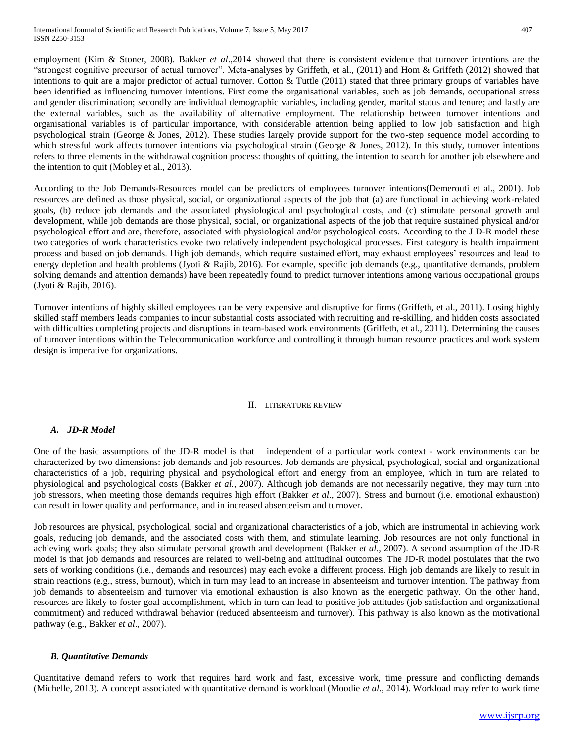employment (Kim & Stoner, 2008). Bakker *et al*.,2014 showed that there is consistent evidence that turnover intentions are the "strongest cognitive precursor of actual turnover". Meta-analyses by Griffeth, et al., (2011) and Hom & Griffeth (2012) showed that intentions to quit are a major predictor of actual turnover. Cotton & Tuttle (2011) stated that three primary groups of variables have been identified as influencing turnover intentions. First come the organisational variables, such as job demands, occupational stress and gender discrimination; secondly are individual demographic variables, including gender, marital status and tenure; and lastly are the external variables, such as the availability of alternative employment. The relationship between turnover intentions and organisational variables is of particular importance, with considerable attention being applied to low job satisfaction and high psychological strain (George & Jones, 2012). These studies largely provide support for the two-step sequence model according to which stressful work affects turnover intentions via psychological strain (George & Jones, 2012). In this study, turnover intentions refers to three elements in the withdrawal cognition process: thoughts of quitting, the intention to search for another job elsewhere and the intention to quit (Mobley et al., 2013).

According to the Job Demands-Resources model can be predictors of employees turnover intentions(Demerouti et al., 2001). Job resources are defined as those physical, social, or organizational aspects of the job that (a) are functional in achieving work-related goals, (b) reduce job demands and the associated physiological and psychological costs, and (c) stimulate personal growth and development, while job demands are those physical, social, or organizational aspects of the job that require sustained physical and/or psychological effort and are, therefore, associated with physiological and/or psychological costs. According to the J D-R model these two categories of work characteristics evoke two relatively independent psychological processes. First category is health impairment process and based on job demands. High job demands, which require sustained effort, may exhaust employees' resources and lead to energy depletion and health problems (Jyoti & Rajib, 2016). For example, specific job demands (e.g., quantitative demands, problem solving demands and attention demands) have been repeatedly found to predict turnover intentions among various occupational groups (Jyoti & Rajib, 2016).

Turnover intentions of highly skilled employees can be very expensive and disruptive for firms (Griffeth, et al., 2011). Losing highly skilled staff members leads companies to incur substantial costs associated with recruiting and re-skilling, and hidden costs associated with difficulties completing projects and disruptions in team-based work environments (Griffeth, et al., 2011). Determining the causes of turnover intentions within the Telecommunication workforce and controlling it through human resource practices and work system design is imperative for organizations.

## II. Literature Review

### *A. JD-R Model*

One of the basic assumptions of the JD-R model is that – independent of a particular work context - work environments can be characterized by two dimensions: job demands and job resources. Job demands are physical, psychological, social and organizational characteristics of a job, requiring physical and psychological effort and energy from an employee, which in turn are related to physiological and psychological costs (Bakker *et al.*, 2007). Although job demands are not necessarily negative, they may turn into job stressors, when meeting those demands requires high effort (Bakker *et al*., 2007). Stress and burnout (i.e. emotional exhaustion) can result in lower quality and performance, and in increased absenteeism and turnover.

Job resources are physical, psychological, social and organizational characteristics of a job, which are instrumental in achieving work goals, reducing job demands, and the associated costs with them, and stimulate learning. Job resources are not only functional in achieving work goals; they also stimulate personal growth and development (Bakker *et al*., 2007). A second assumption of the JD-R model is that job demands and resources are related to well-being and attitudinal outcomes. The JD-R model postulates that the two sets of working conditions (i.e., demands and resources) may each evoke a different process. High job demands are likely to result in strain reactions (e.g., stress, burnout), which in turn may lead to an increase in absenteeism and turnover intention. The pathway from job demands to absenteeism and turnover via emotional exhaustion is also known as the energetic pathway. On the other hand, resources are likely to foster goal accomplishment, which in turn can lead to positive job attitudes (job satisfaction and organizational commitment) and reduced withdrawal behavior (reduced absenteeism and turnover). This pathway is also known as the motivational pathway (e.g., Bakker *et al*., 2007).

### *B. Quantitative Demands*

Quantitative demand refers to work that requires hard work and fast, excessive work, time pressure and conflicting demands (Michelle, 2013). A concept associated with quantitative demand is workload (Moodie *et al*., 2014). Workload may refer to work time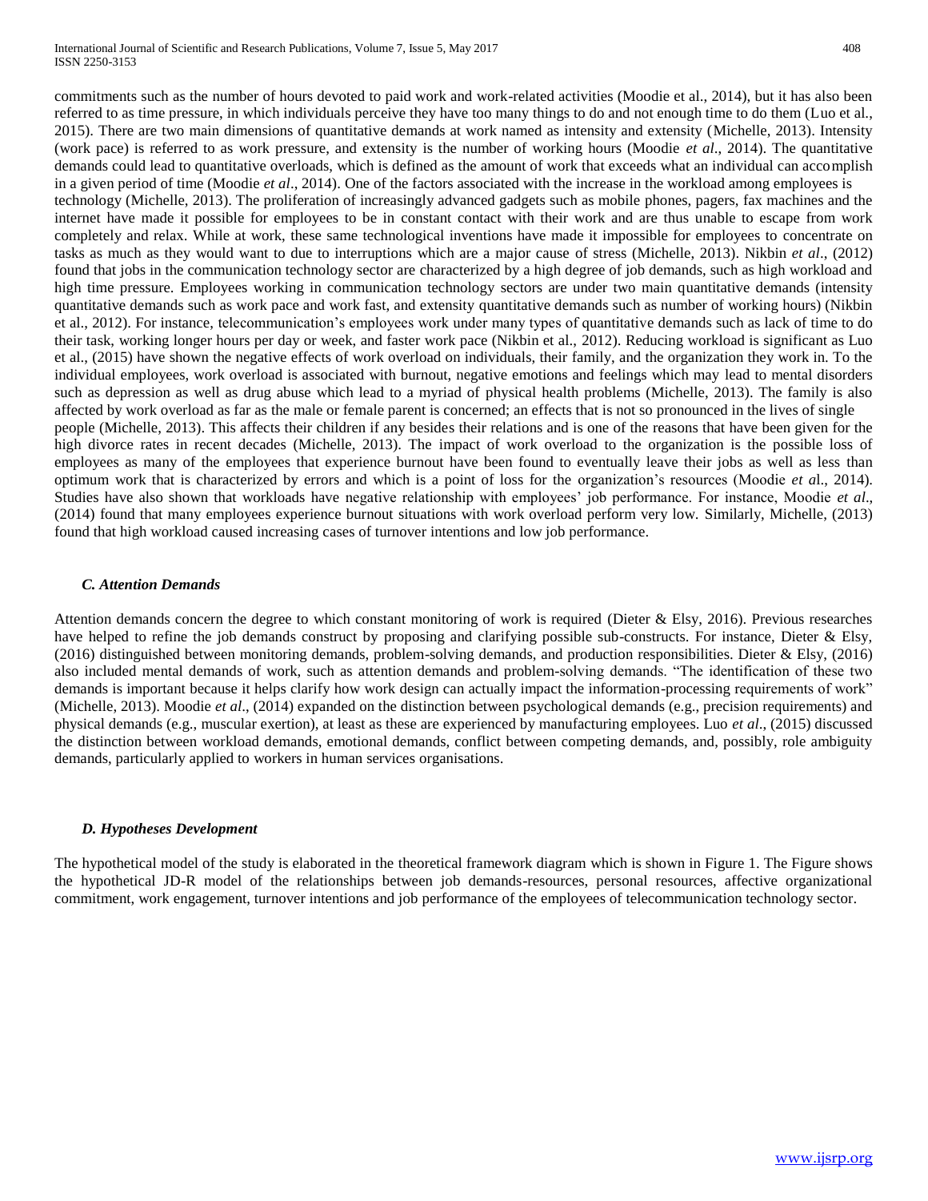commitments such as the number of hours devoted to paid work and work-related activities (Moodie et al., 2014), but it has also been referred to as time pressure, in which individuals perceive they have too many things to do and not enough time to do them (Luo et al., 2015). There are two main dimensions of quantitative demands at work named as intensity and extensity (Michelle, 2013). Intensity (work pace) is referred to as work pressure, and extensity is the number of working hours (Moodie *et al*., 2014). The quantitative demands could lead to quantitative overloads, which is defined as the amount of work that exceeds what an individual can accomplish in a given period of time (Moodie *et al*., 2014). One of the factors associated with the increase in the workload among employees is technology (Michelle, 2013). The proliferation of increasingly advanced gadgets such as mobile phones, pagers, fax machines and the internet have made it possible for employees to be in constant contact with their work and are thus unable to escape from work completely and relax. While at work, these same technological inventions have made it impossible for employees to concentrate on tasks as much as they would want to due to interruptions which are a major cause of stress (Michelle, 2013). Nikbin *et al*., (2012) found that jobs in the communication technology sector are characterized by a high degree of job demands, such as high workload and high time pressure. Employees working in communication technology sectors are under two main quantitative demands (intensity quantitative demands such as work pace and work fast, and extensity quantitative demands such as number of working hours) (Nikbin et al., 2012). For instance, telecommunication's employees work under many types of quantitative demands such as lack of time to do their task, working longer hours per day or week, and faster work pace (Nikbin et al., 2012). Reducing workload is significant as Luo et al., (2015) have shown the negative effects of work overload on individuals, their family, and the organization they work in. To the individual employees, work overload is associated with burnout, negative emotions and feelings which may lead to mental disorders such as depression as well as drug abuse which lead to a myriad of physical health problems (Michelle, 2013). The family is also affected by work overload as far as the male or female parent is concerned; an effects that is not so pronounced in the lives of single people (Michelle, 2013). This affects their children if any besides their relations and is one of the reasons that have been given for the high divorce rates in recent decades (Michelle, 2013). The impact of work overload to the organization is the possible loss of employees as many of the employees that experience burnout have been found to eventually leave their jobs as well as less than optimum work that is characterized by errors and which is a point of loss for the organization's resources (Moodie *et a*l., 2014). Studies have also shown that workloads have negative relationship with employees' job performance. For instance, Moodie *et al*., (2014) found that many employees experience burnout situations with work overload perform very low. Similarly, Michelle, (2013) found that high workload caused increasing cases of turnover intentions and low job performance.

### *C. Attention Demands*

Attention demands concern the degree to which constant monitoring of work is required (Dieter & Elsy, 2016). Previous researches have helped to refine the job demands construct by proposing and clarifying possible sub-constructs. For instance, Dieter & Elsy, (2016) distinguished between monitoring demands, problem-solving demands, and production responsibilities. Dieter & Elsy, (2016) also included mental demands of work, such as attention demands and problem-solving demands. "The identification of these two demands is important because it helps clarify how work design can actually impact the information-processing requirements of work" (Michelle, 2013). Moodie *et al*., (2014) expanded on the distinction between psychological demands (e.g., precision requirements) and physical demands (e.g., muscular exertion), at least as these are experienced by manufacturing employees. Luo *et al*., (2015) discussed the distinction between workload demands, emotional demands, conflict between competing demands, and, possibly, role ambiguity demands, particularly applied to workers in human services organisations.

### *D. Hypotheses Development*

The hypothetical model of the study is elaborated in the theoretical framework diagram which is shown in Figure 1. The Figure shows the hypothetical JD-R model of the relationships between job demands-resources, personal resources, affective organizational commitment, work engagement, turnover intentions and job performance of the employees of telecommunication technology sector.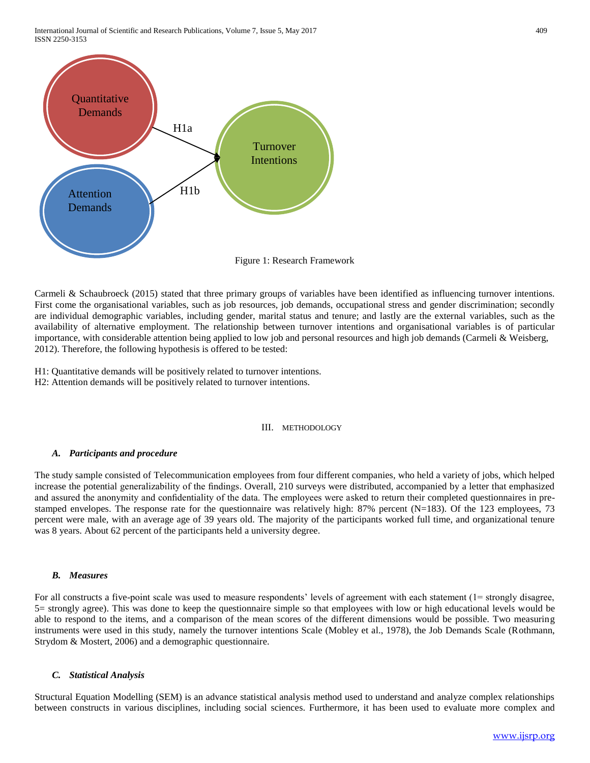Figure 1: Research Framework

Carmeli & Schaubroeck (2015) stated that three primary groups of variables have been identified as influencing turnover intentions. First come the organisational variables, such as job resources, job demands, occupational stress and gender discrimination; secondly are individual demographic variables, including gender, marital status and tenure; and lastly are the external variables, such as the availability of alternative employment. The relationship between turnover intentions and organisational variables is of particular importance, with considerable attention being applied to low job and personal resources and high job demands (Carmeli & Weisberg, 2012). Therefore, the following hypothesis is offered to be tested:

H1: Quantitative demands will be positively related to turnover intentions.
H2: Attention demands will be positively related to turnover intentions.

## III. METHODOLOGY

### *A. Participants and procedure*

The study sample consisted of Telecommunication employees from four different companies, who held a variety of jobs, which helped increase the potential generalizability of the findings. Overall, 210 surveys were distributed, accompanied by a letter that emphasized and assured the anonymity and confidentiality of the data. The employees were asked to return their completed questionnaires in pre-stamped envelopes. The response rate for the questionnaire was relatively high: 87% percent (N=183). Of the 123 employees, 73 percent were male, with an average age of 39 years old. The majority of the participants worked full time, and organizational tenure was 8 years. About 62 percent of the participants held a university degree.

### *B. Measures*

For all constructs a five-point scale was used to measure respondents' levels of agreement with each statement (1= strongly disagree, 5= strongly agree). This was done to keep the questionnaire simple so that employees with low or high educational levels would be able to respond to the items, and a comparison of the mean scores of the different dimensions would be possible. Two measuring instruments were used in this study, namely the turnover intentions Scale (Mobley et al., 1978), the Job Demands Scale (Rothmann, Strydom & Mostert, 2006) and a demographic questionnaire.

### *C. Statistical Analysis*

Structural Equation Modelling (SEM) is an advance statistical analysis method used to understand and analyze complex relationships between constructs in various disciplines, including social sciences. Furthermore, it has been used to evaluate more complex and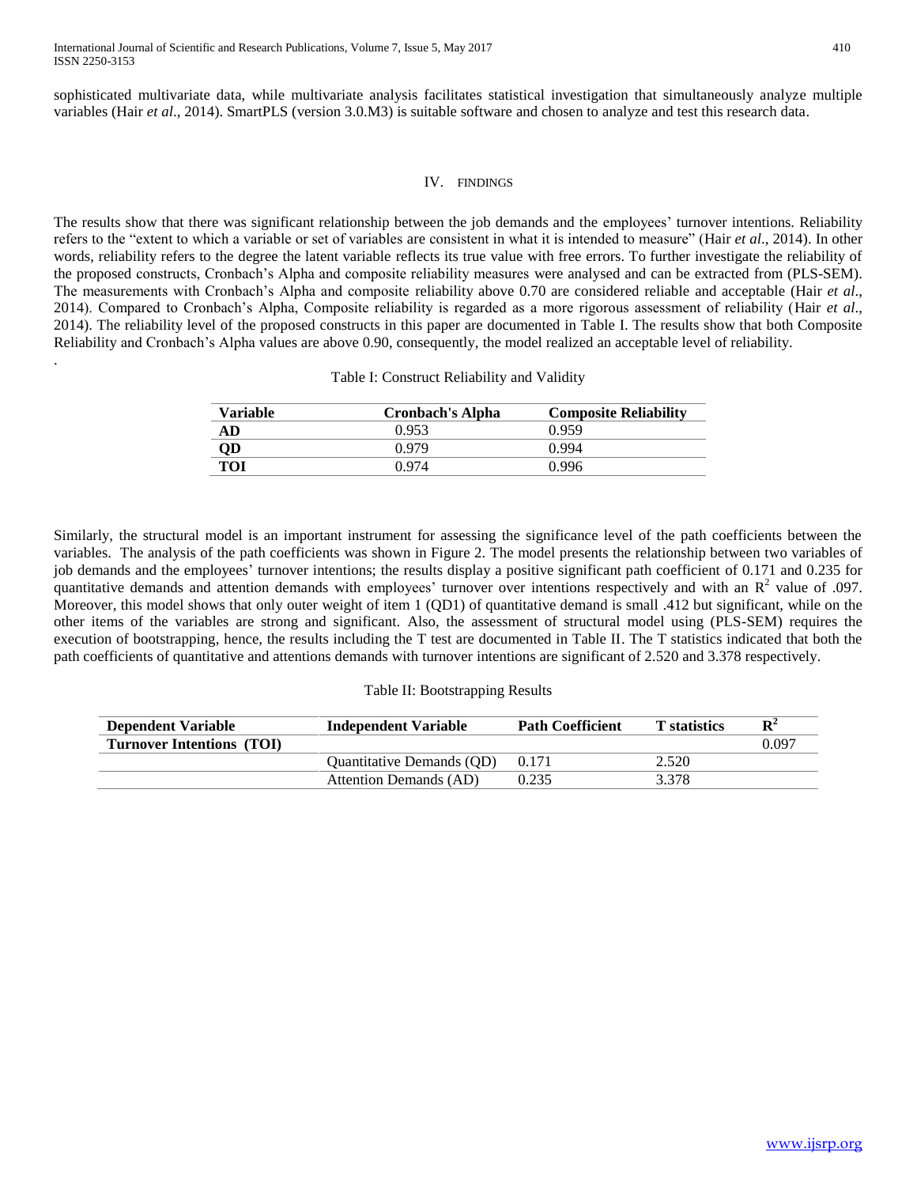sophisticated multivariate data, while multivariate analysis facilitates statistical investigation that simultaneously analyze multiple variables (Hair *et al*., 2014). SmartPLS (version 3.0.M3) is suitable software and chosen to analyze and test this research data.

## IV. FINDINGS

The results show that there was significant relationship between the job demands and the employees' turnover intentions. Reliability refers to the "extent to which a variable or set of variables are consistent in what it is intended to measure" (Hair *et al*., 2014). In other words, reliability refers to the degree the latent variable reflects its true value with free errors. To further investigate the reliability of the proposed constructs, Cronbach's Alpha and composite reliability measures were analysed and can be extracted from (PLS-SEM). The measurements with Cronbach's Alpha and composite reliability above 0.70 are considered reliable and acceptable (Hair *et al*., 2014). Compared to Cronbach's Alpha, Composite reliability is regarded as a more rigorous assessment of reliability (Hair *et al*., 2014). The reliability level of the proposed constructs in this paper are documented in Table I. The results show that both Composite Reliability and Cronbach's Alpha values are above 0.90, consequently, the model realized an acceptable level of reliability.

.

Table I: Construct Reliability and Validity

| **Variable** | **Cronbach's Alpha** | **Composite Reliability** |
|---|---|---|
| **AD** | 0.953 | 0.959 |
| **QD** | 0.979 | 0.994 |
| **TOI** | 0.974 | 0.996 |

Similarly, the structural model is an important instrument for assessing the significance level of the path coefficients between the variables. The analysis of the path coefficients was shown in Figure 2. The model presents the relationship between two variables of job demands and the employees' turnover intentions; the results display a positive significant path coefficient of 0.171 and 0.235 for quantitative demands and attention demands with employees' turnover over intentions respectively and with an $R^2$ value of .097. Moreover, this model shows that only outer weight of item 1 (QD1) of quantitative demand is small .412 but significant, while on the other items of the variables are strong and significant. Also, the assessment of structural model using (PLS-SEM) requires the execution of bootstrapping, hence, the results including the T test are documented in Table II. The T statistics indicated that both the path coefficients of quantitative and attentions demands with turnover intentions are significant of 2.520 and 3.378 respectively.

Table II: Bootstrapping Results

| **Dependent Variable** | **Independent Variable** | **Path Coefficient** | **T statistics** | $R^2$ |
|---|---|---|---|---|
| **Turnover Intentions (TOI)** | | | | 0.097 |
| | Quantitative Demands (QD) | 0.171 | 2.520 | |
| | Attention Demands (AD) | 0.235 | 3.378 | |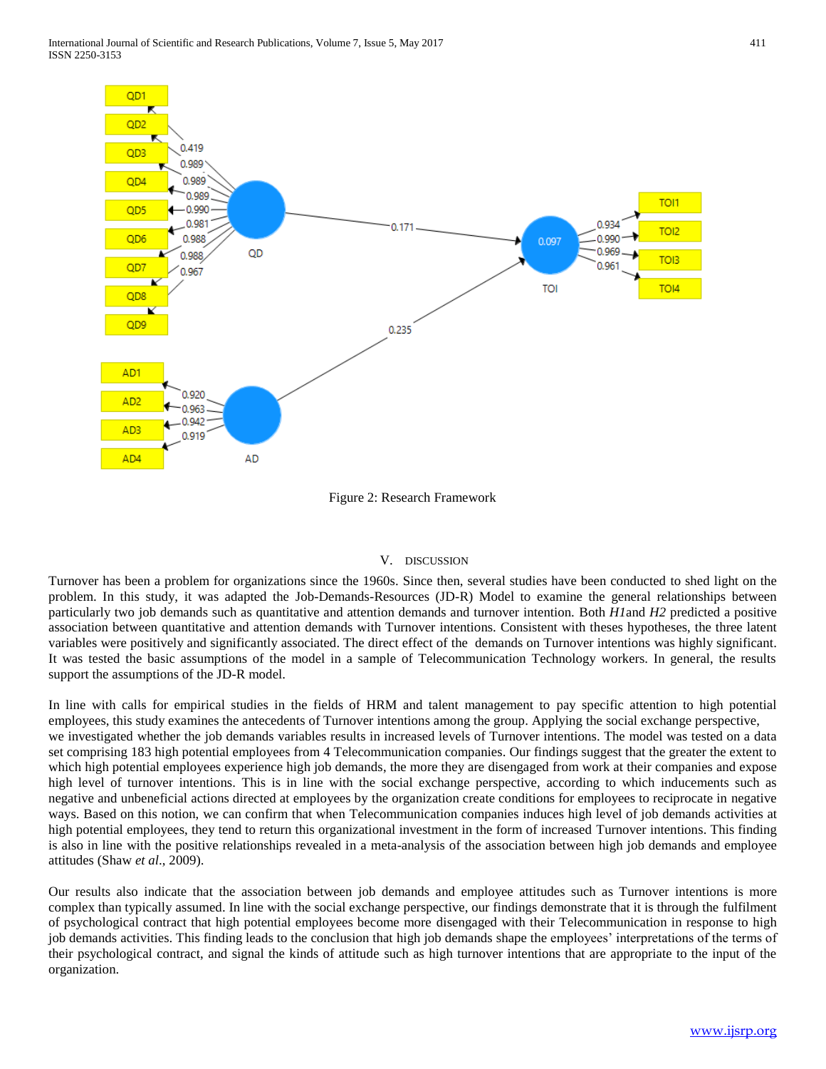Figure 2: Research Framework

## V. DISCUSSION

Turnover has been a problem for organizations since the 1960s. Since then, several studies have been conducted to shed light on the problem. In this study, it was adapted the Job-Demands-Resources (JD-R) Model to examine the general relationships between particularly two job demands such as quantitative and attention demands and turnover intention. Both *H1*and *H2* predicted a positive association between quantitative and attention demands with Turnover intentions. Consistent with theses hypotheses, the three latent variables were positively and significantly associated. The direct effect of the demands on Turnover intentions was highly significant. It was tested the basic assumptions of the model in a sample of Telecommunication Technology workers. In general, the results support the assumptions of the JD-R model.

In line with calls for empirical studies in the fields of HRM and talent management to pay specific attention to high potential employees, this study examines the antecedents of Turnover intentions among the group. Applying the social exchange perspective, we investigated whether the job demands variables results in increased levels of Turnover intentions. The model was tested on a data set comprising 183 high potential employees from 4 Telecommunication companies. Our findings suggest that the greater the extent to which high potential employees experience high job demands, the more they are disengaged from work at their companies and expose high level of turnover intentions. This is in line with the social exchange perspective, according to which inducements such as negative and unbeneficial actions directed at employees by the organization create conditions for employees to reciprocate in negative ways. Based on this notion, we can confirm that when Telecommunication companies induces high level of job demands activities at high potential employees, they tend to return this organizational investment in the form of increased Turnover intentions. This finding is also in line with the positive relationships revealed in a meta-analysis of the association between high job demands and employee attitudes (Shaw *et al*., 2009).

Our results also indicate that the association between job demands and employee attitudes such as Turnover intentions is more complex than typically assumed. In line with the social exchange perspective, our findings demonstrate that it is through the fulfilment of psychological contract that high potential employees become more disengaged with their Telecommunication in response to high job demands activities. This finding leads to the conclusion that high job demands shape the employees' interpretations of the terms of their psychological contract, and signal the kinds of attitude such as high turnover intentions that are appropriate to the input of the organization.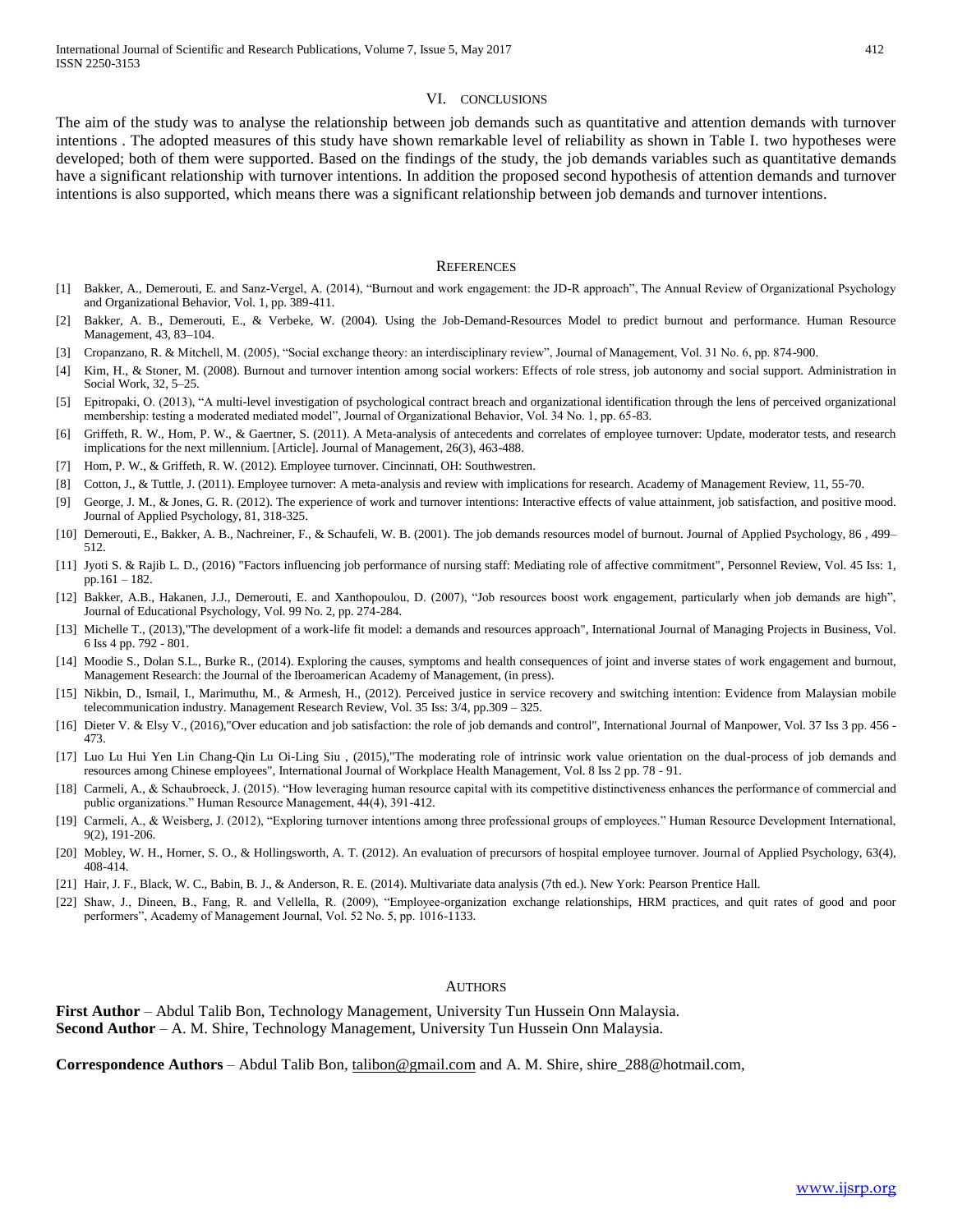## VI. CONCLUSIONS

The aim of the study was to analyse the relationship between job demands such as quantitative and attention demands with turnover intentions . The adopted measures of this study have shown remarkable level of reliability as shown in Table I. two hypotheses were developed; both of them were supported. Based on the findings of the study, the job demands variables such as quantitative demands have a significant relationship with turnover intentions. In addition the proposed second hypothesis of attention demands and turnover intentions is also supported, which means there was a significant relationship between job demands and turnover intentions.

## REFERENCES

[1] Bakker, A., Demerouti, E. and Sanz-Vergel, A. (2014), “Burnout and work engagement: the JD-R approach”, The Annual Review of Organizational Psychology and Organizational Behavior, Vol. 1, pp. 389-411.

[2] Bakker, A. B., Demerouti, E., & Verbeke, W. (2004). Using the Job-Demand-Resources Model to predict burnout and performance. Human Resource Management, 43, 83–104.

[3] Cropanzano, R. & Mitchell, M. (2005), “Social exchange theory: an interdisciplinary review”, Journal of Management, Vol. 31 No. 6, pp. 874-900.

[4] Kim, H., & Stoner, M. (2008). Burnout and turnover intention among social workers: Effects of role stress, job autonomy and social support. Administration in Social Work, 32, 5–25.

[5] Epitropaki, O. (2013), “A multi-level investigation of psychological contract breach and organizational identification through the lens of perceived organizational membership: testing a moderated mediated model”, Journal of Organizational Behavior, Vol. 34 No. 1, pp. 65-83.

[6] Griffeth, R. W., Hom, P. W., & Gaertner, S. (2011). A Meta-analysis of antecedents and correlates of employee turnover: Update, moderator tests, and research implications for the next millennium. [Article]. Journal of Management, 26(3), 463-488.

[7] Hom, P. W., & Griffeth, R. W. (2012). Employee turnover. Cincinnati, OH: Southwestren.

[8] Cotton, J., & Tuttle, J. (2011). Employee turnover: A meta-analysis and review with implications for research. Academy of Management Review, 11, 55-70.

[9] George, J. M., & Jones, G. R. (2012). The experience of work and turnover intentions: Interactive effects of value attainment, job satisfaction, and positive mood. Journal of Applied Psychology, 81, 318-325.

[10] Demerouti, E., Bakker, A. B., Nachreiner, F., & Schaufeli, W. B. (2001). The job demands resources model of burnout. Journal of Applied Psychology, 86 , 499–512.

[11] Jyoti S. & Rajib L. D., (2016) "Factors influencing job performance of nursing staff: Mediating role of affective commitment", Personnel Review, Vol. 45 Iss: 1, pp.161 – 182.

[12] Bakker, A.B., Hakanen, J.J., Demerouti, E. and Xanthopoulou, D. (2007), “Job resources boost work engagement, particularly when job demands are high”, Journal of Educational Psychology, Vol. 99 No. 2, pp. 274-284.

[13] Michelle T., (2013),"The development of a work-life fit model: a demands and resources approach", International Journal of Managing Projects in Business, Vol. 6 Iss 4 pp. 792 - 801.

[14] Moodie S., Dolan S.L., Burke R., (2014). Exploring the causes, symptoms and health consequences of joint and inverse states of work engagement and burnout, Management Research: the Journal of the Iberoamerican Academy of Management, (in press).

[15] Nikbin, D., Ismail, I., Marimuthu, M., & Armesh, H., (2012). Perceived justice in service recovery and switching intention: Evidence from Malaysian mobile telecommunication industry. Management Research Review, Vol. 35 Iss: 3/4, pp.309 – 325.

[16] Dieter V. & Elsy V., (2016),"Over education and job satisfaction: the role of job demands and control", International Journal of Manpower, Vol. 37 Iss 3 pp. 456 - 473.

[17] Luo Lu Hui Yen Lin Chang-Qin Lu Oi-Ling Siu , (2015),"The moderating role of intrinsic work value orientation on the dual-process of job demands and resources among Chinese employees", International Journal of Workplace Health Management, Vol. 8 Iss 2 pp. 78 - 91.

[18] Carmeli, A., & Schaubroeck, J. (2015). “How leveraging human resource capital with its competitive distinctiveness enhances the performance of commercial and public organizations.” Human Resource Management, 44(4), 391-412.

[19] Carmeli, A., & Weisberg, J. (2012), “Exploring turnover intentions among three professional groups of employees.” Human Resource Development International, 9(2), 191-206.

[20] Mobley, W. H., Horner, S. O., & Hollingsworth, A. T. (2012). An evaluation of precursors of hospital employee turnover. Journal of Applied Psychology, 63(4), 408-414.

[21] Hair, J. F., Black, W. C., Babin, B. J., & Anderson, R. E. (2014). Multivariate data analysis (7th ed.). New York: Pearson Prentice Hall.

[22] Shaw, J., Dineen, B., Fang, R. and Vellella, R. (2009), “Employee-organization exchange relationships, HRM practices, and quit rates of good and poor performers”, Academy of Management Journal, Vol. 52 No. 5, pp. 1016-1133.

## AUTHORS

**First Author** – Abdul Talib Bon, Technology Management, University Tun Hussein Onn Malaysia.
**Second Author** – A. M. Shire, Technology Management, University Tun Hussein Onn Malaysia.

**Correspondence Authors** – Abdul Talib Bon, talibon@gmail.com and A. M. Shire, shire_288@hotmail.com,